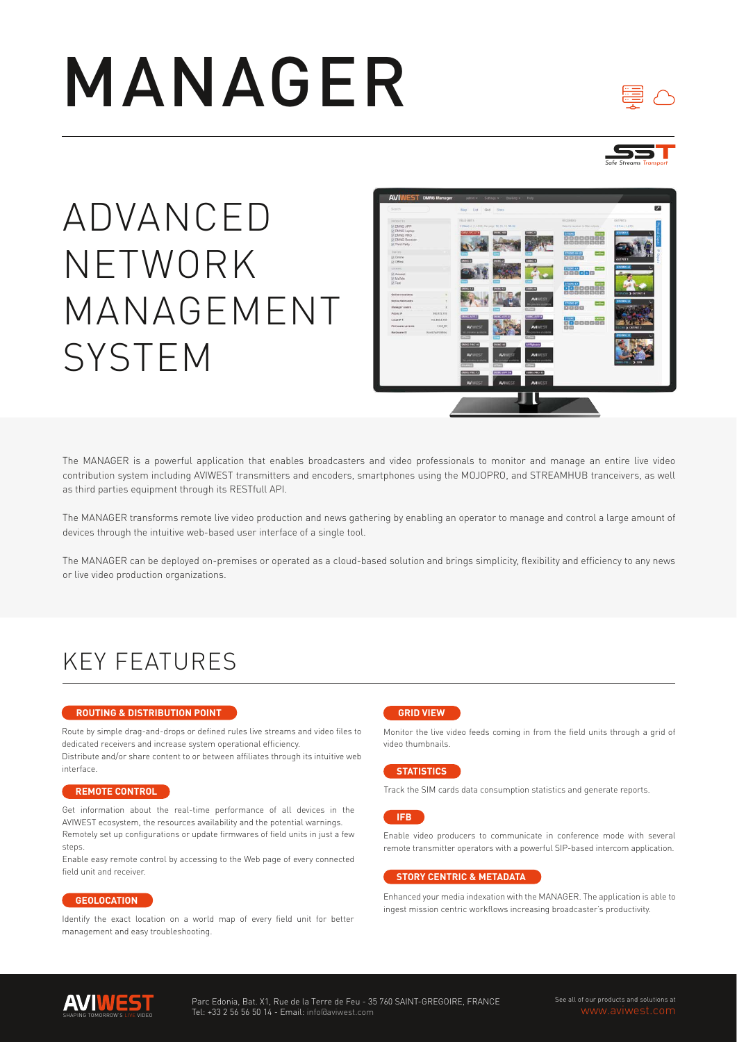# MANAGER

# ADVANCED NETWORK MANAGEMENT SYSTEM

The MANAGER is a powerful application that enables broadcasters and video professionals to monitor and manage an entire live video contribution system including AVIWEST transmitters and encoders, smartphones using the MOJOPRO, and STREAMHUB tranceivers, as well as third parties equipment through its RESTfull API.

The MANAGER transforms remote live video production and news gathering by enabling an operator to manage and control a large amount of devices through the intuitive web-based user interface of a single tool.

The MANAGER can be deployed on-premises or operated as a cloud-based solution and brings simplicity, flexibility and efficiency to any news or live video production organizations.

## KEY FEATURES

### ROUTING & DISTRIBUTION POINT

Route by simple drag-and-drops or defined rules live streams and video files to dedicated receivers and increase system operational efficiency.
Distribute and/or share content to or between affiliates through its intuitive web interface.

### REMOTE CONTROL

Get information about the real-time performance of all devices in the AVIWEST ecosystem, the resources availability and the potential warnings.
Remotely set up configurations or update firmwares of field units in just a few steps.
Enable easy remote control by accessing to the Web page of every connected field unit and receiver.

### GEOLOCATION

Identify the exact location on a world map of every field unit for better management and easy troubleshooting.

### GRID VIEW

Monitor the live video feeds coming in from the field units through a grid of video thumbnails.

### STATISTICS

Track the SIM cards data consumption statistics and generate reports.

### IFB

Enable video producers to communicate in conference mode with several remote transmitter operators with a powerful SIP-based intercom application.

### STORY CENTRIC & METADATA

Enhanced your media indexation with the MANAGER. The application is able to ingest mission centric workflows increasing broadcaster's productivity.

Parc Edonia, Bat. X1, Rue de la Terre de Feu - 35 760 SAINT-GREGOIRE, FRANCE
Tel: +33 2 56 56 50 14 - Email: info@aviwest.com

See all of our products and solutions at www.aviwest.com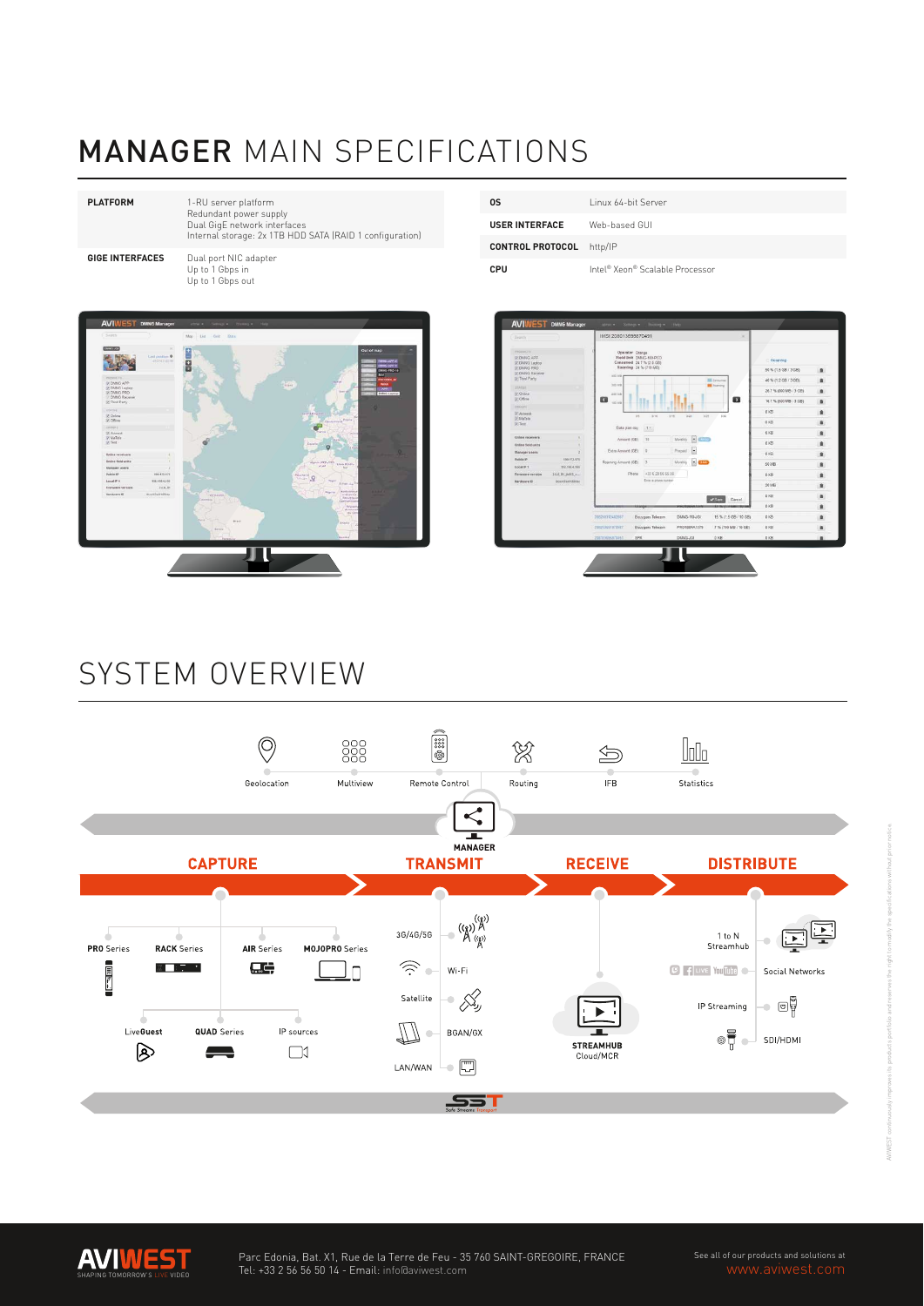# MANAGER MAIN SPECIFICATIONS

| | |
|---|---|
| **PLATFORM** | 1-RU server platform<br>Redundant power supply<br>Dual GigE network interfaces<br>Internal storage: 2x 1TB HDD SATA (RAID 1 configuration) |
| **GIGE INTERFACES** | Dual port NIC adapter<br>Up to 1 Gbps in<br>Up to 1 Gbps out |

| | |
|---|---|
| **OS** | Linux 64-bit Server |
| **USER INTERFACE** | Web-based GUI |
| **CONTROL PROTOCOL** | http/IP |
| **CPU** | Intel® Xeon® Scalable Processor |

# SYSTEM OVERVIEW

Geolocation
Multiview
Remote Control
Routing
IFB
Statistics

MANAGER

CAPTURE
TRANSMIT
RECEIVE
DISTRIBUTE

**PRO** Series
**RACK** Series
**AIR** Series
**MOJOPRO** Series
Live**Guest**
**QUAD** Series
IP sources

3G/4G/5G
Wi-Fi
Satellite
BGAN/GX
LAN/WAN

**STREAMHUB**
Cloud/MCR

1 to N
Streamhub
Social Networks
IP Streaming
SDI/HDMI

SST
Safe Streams Transport

AVIWEST continuously improves its products portfolio and reserves the right to modify the specifications without prior notice.

AVIWEST
SHAPING TOMORROW'S LIVE VIDEO

Parc Edonia, Bat. X1, Rue de la Terre de Feu - 35 760 SAINT-GREGOIRE, FRANCE
Tel: +33 2 56 56 50 14 - Email: info@aviwest.com

See all of our products and solutions at
www.aviwest.com